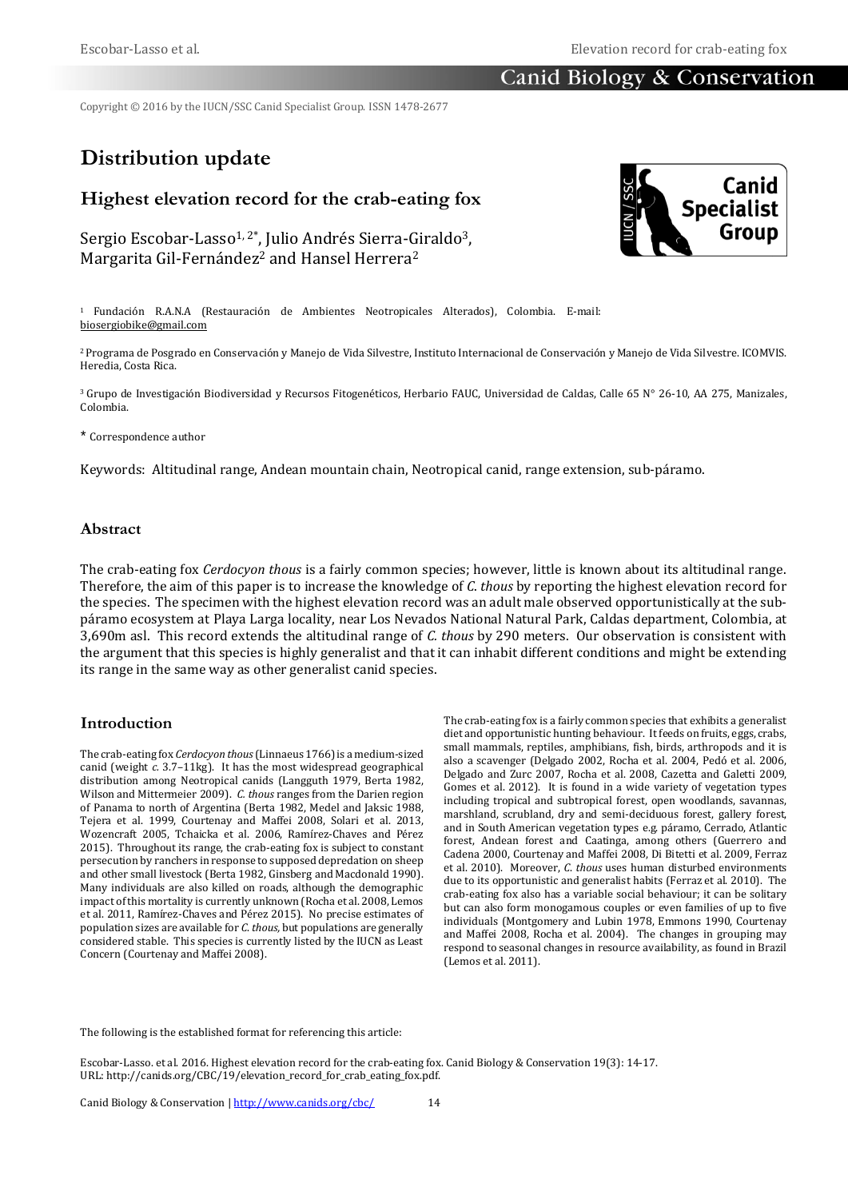Copyright © 2016 by the IUCN/SSC Canid Specialist Group. ISSN 1478-2677

# Distribution update

## Highest elevation record for the crab-eating fox

Sergio Escobar-Lasso[1, 2*], Julio Andrés Sierra-Giraldo[3], Margarita Gil-Fernández[2] and Hansel Herrera[2]

[1] Fundación R.A.N.A (Restauración de Ambientes Neotropicales Alterados), Colombia. E-mail: biosergiobike@gmail.com

[2] Programa de Posgrado en Conservación y Manejo de Vida Silvestre, Instituto Internacional de Conservación y Manejo de Vida Silvestre. ICOMVIS. Heredia, Costa Rica.

[3] Grupo de Investigación Biodiversidad y Recursos Fitogenéticos, Herbario FAUC, Universidad de Caldas, Calle 65 N° 26-10, AA 275, Manizales, Colombia.

* Correspondence author

Keywords: Altitudinal range, Andean mountain chain, Neotropical canid, range extension, sub-páramo.

### Abstract

The crab-eating fox *Cerdocyon thous* is a fairly common species; however, little is known about its altitudinal range. Therefore, the aim of this paper is to increase the knowledge of *C. thous* by reporting the highest elevation record for the species. The specimen with the highest elevation record was an adult male observed opportunistically at the sub-páramo ecosystem at Playa Larga locality, near Los Nevados National Natural Park, Caldas department, Colombia, at 3,690m asl. This record extends the altitudinal range of *C. thous* by 290 meters. Our observation is consistent with the argument that this species is highly generalist and that it can inhabit different conditions and might be extending its range in the same way as other generalist canid species.

### Introduction

The crab-eating fox *Cerdocyon thous* (Linnaeus 1766) is a medium-sized canid (weight *c.* 3.7–11kg). It has the most widespread geographical distribution among Neotropical canids (Langguth 1979, Berta 1982, Wilson and Mittermeier 2009). *C. thous* ranges from the Darien region of Panama to north of Argentina (Berta 1982, Medel and Jaksic 1988, Tejera et al. 1999, Courtenay and Maffei 2008, Solari et al. 2013, Wozencraft 2005, Tchaicka et al. 2006, Ramírez-Chaves and Pérez 2015). Throughout its range, the crab-eating fox is subject to constant persecution by ranchers in response to supposed depredation on sheep and other small livestock (Berta 1982, Ginsberg and Macdonald 1990). Many individuals are also killed on roads, although the demographic impact of this mortality is currently unknown (Rocha et al. 2008, Lemos et al. 2011, Ramírez-Chaves and Pérez 2015). No precise estimates of population sizes are available for *C. thous,* but populations are generally considered stable. This species is currently listed by the IUCN as Least Concern (Courtenay and Maffei 2008).

The crab-eating fox is a fairly common species that exhibits a generalist diet and opportunistic hunting behaviour. It feeds on fruits, eggs, crabs, small mammals, reptiles, amphibians, fish, birds, arthropods and it is also a scavenger (Delgado 2002, Rocha et al. 2004, Pedó et al. 2006, Delgado and Zurc 2007, Rocha et al. 2008, Cazetta and Galetti 2009, Gomes et al. 2012). It is found in a wide variety of vegetation types including tropical and subtropical forest, open woodlands, savannas, marshland, scrubland, dry and semi-deciduous forest, gallery forest, and in South American vegetation types e.g. páramo, Cerrado, Atlantic forest, Andean forest and Caatinga, among others (Guerrero and Cadena 2000, Courtenay and Maffei 2008, Di Bitetti et al. 2009, Ferraz et al. 2010). Moreover, *C. thous* uses human disturbed environments due to its opportunistic and generalist habits (Ferraz et al. 2010). The crab-eating fox also has a variable social behaviour; it can be solitary but can also form monogamous couples or even families of up to five individuals (Montgomery and Lubin 1978, Emmons 1990, Courtenay and Maffei 2008, Rocha et al. 2004). The changes in grouping may respond to seasonal changes in resource availability, as found in Brazil (Lemos et al. 2011).

The following is the established format for referencing this article:

Escobar-Lasso. et al. 2016. Highest elevation record for the crab-eating fox. Canid Biology & Conservation 19(3): 14-17. URL: http://canids.org/CBC/19/elevation_record_for_crab_eating_fox.pdf.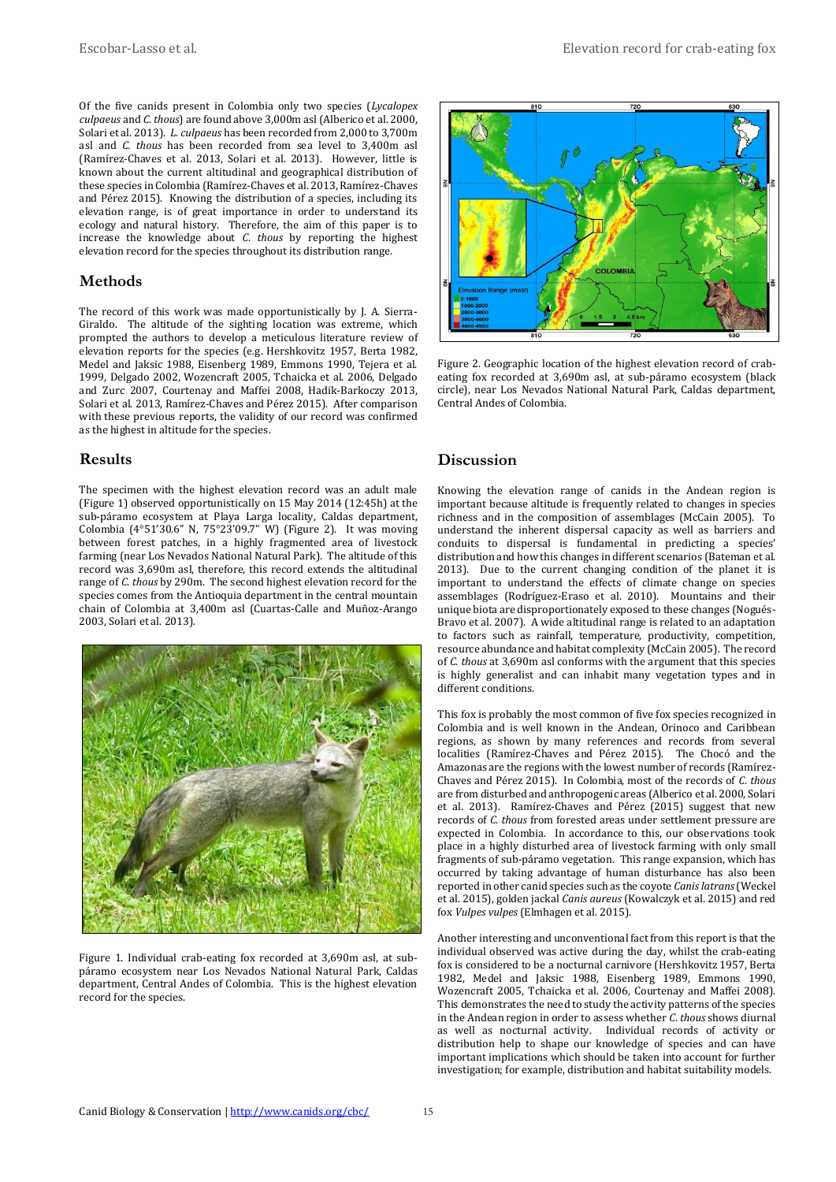Of the five canids present in Colombia only two species (*Lycalopex culpaeus* and *C. thous*) are found above 3,000m asl (Alberico et al. 2000, Solari et al. 2013). *L. culpaeus* has been recorded from 2,000 to 3,700m asl and *C. thous* has been recorded from sea level to 3,400m asl (Ramírez-Chaves et al. 2013, Solari et al. 2013). However, little is known about the current altitudinal and geographical distribution of these species in Colombia (Ramírez-Chaves et al. 2013, Ramírez-Chaves and Pérez 2015). Knowing the distribution of a species, including its elevation range, is of great importance in order to understand its ecology and natural history. Therefore, the aim of this paper is to increase the knowledge about *C. thous* by reporting the highest elevation record for the species throughout its distribution range.

## Methods

The record of this work was made opportunistically by J. A. Sierra-Giraldo. The altitude of the sighting location was extreme, which prompted the authors to develop a meticulous literature review of elevation reports for the species (e.g. Hershkovitz 1957, Berta 1982, Medel and Jaksic 1988, Eisenberg 1989, Emmons 1990, Tejera et al. 1999, Delgado 2002, Wozencraft 2005, Tchaicka et al. 2006, Delgado and Zurc 2007, Courtenay and Maffei 2008, Hadik-Barkoczy 2013, Solari et al. 2013, Ramírez-Chaves and Pérez 2015). After comparison with these previous reports, the validity of our record was confirmed as the highest in altitude for the species.

## Results

The specimen with the highest elevation record was an adult male (Figure 1) observed opportunistically on 15 May 2014 (12:45h) at the sub-páramo ecosystem at Playa Larga locality, Caldas department, Colombia (4°51'30.6" N, 75°23'09.7" W) (Figure 2). It was moving between forest patches, in a highly fragmented area of livestock farming (near Los Nevados National Natural Park). The altitude of this record was 3,690m asl, therefore, this record extends the altitudinal range of *C. thous* by 290m. The second highest elevation record for the species comes from the Antioquia department in the central mountain chain of Colombia at 3,400m asl (Cuartas-Calle and Muñoz-Arango 2003, Solari et al. 2013).

Figure 1. Individual crab-eating fox recorded at 3,690m asl, at sub-páramo ecosystem near Los Nevados National Natural Park, Caldas department, Central Andes of Colombia. This is the highest elevation record for the species.

Figure 2. Geographic location of the highest elevation record of crab-eating fox recorded at 3,690m asl, at sub-páramo ecosystem (black circle), near Los Nevados National Natural Park, Caldas department, Central Andes of Colombia.

## Discussion

Knowing the elevation range of canids in the Andean region is important because altitude is frequently related to changes in species richness and in the composition of assemblages (McCain 2005). To understand the inherent dispersal capacity as well as barriers and conduits to dispersal is fundamental in predicting a species' distribution and how this changes in different scenarios (Bateman et al. 2013). Due to the current changing condition of the planet it is important to understand the effects of climate change on species assemblages (Rodríguez-Eraso et al. 2010). Mountains and their unique biota are disproportionately exposed to these changes (Nogués-Bravo et al. 2007). A wide altitudinal range is related to an adaptation to factors such as rainfall, temperature, productivity, competition, resource abundance and habitat complexity (McCain 2005). The record of *C. thous* at 3,690m asl conforms with the argument that this species is highly generalist and can inhabit many vegetation types and in different conditions.

This fox is probably the most common of five fox species recognized in Colombia and is well known in the Andean, Orinoco and Caribbean regions, as shown by many references and records from several localities (Ramírez-Chaves and Pérez 2015). The Chocó and the Amazonas are the regions with the lowest number of records (Ramírez-Chaves and Pérez 2015). In Colombia, most of the records of *C. thous* are from disturbed and anthropogenic areas (Alberico et al. 2000, Solari et al. 2013). Ramírez-Chaves and Pérez (2015) suggest that new records of *C. thous* from forested areas under settlement pressure are expected in Colombia. In accordance to this, our observations took place in a highly disturbed area of livestock farming with only small fragments of sub-páramo vegetation. This range expansion, which has occurred by taking advantage of human disturbance has also been reported in other canid species such as the coyote *Canis latrans* (Weckel et al. 2015), golden jackal *Canis aureus* (Kowalczyk et al. 2015) and red fox *Vulpes vulpes* (Elmhagen et al. 2015).

Another interesting and unconventional fact from this report is that the individual observed was active during the day, whilst the crab-eating fox is considered to be a nocturnal carnivore (Hershkovitz 1957, Berta 1982, Medel and Jaksic 1988, Eisenberg 1989, Emmons 1990, Wozencraft 2005, Tchaicka et al. 2006, Courtenay and Maffei 2008). This demonstrates the need to study the activity patterns of the species in the Andean region in order to assess whether *C. thous* shows diurnal as well as nocturnal activity. Individual records of activity or distribution help to shape our knowledge of species and can have important implications which should be taken into account for further investigation; for example, distribution and habitat suitability models.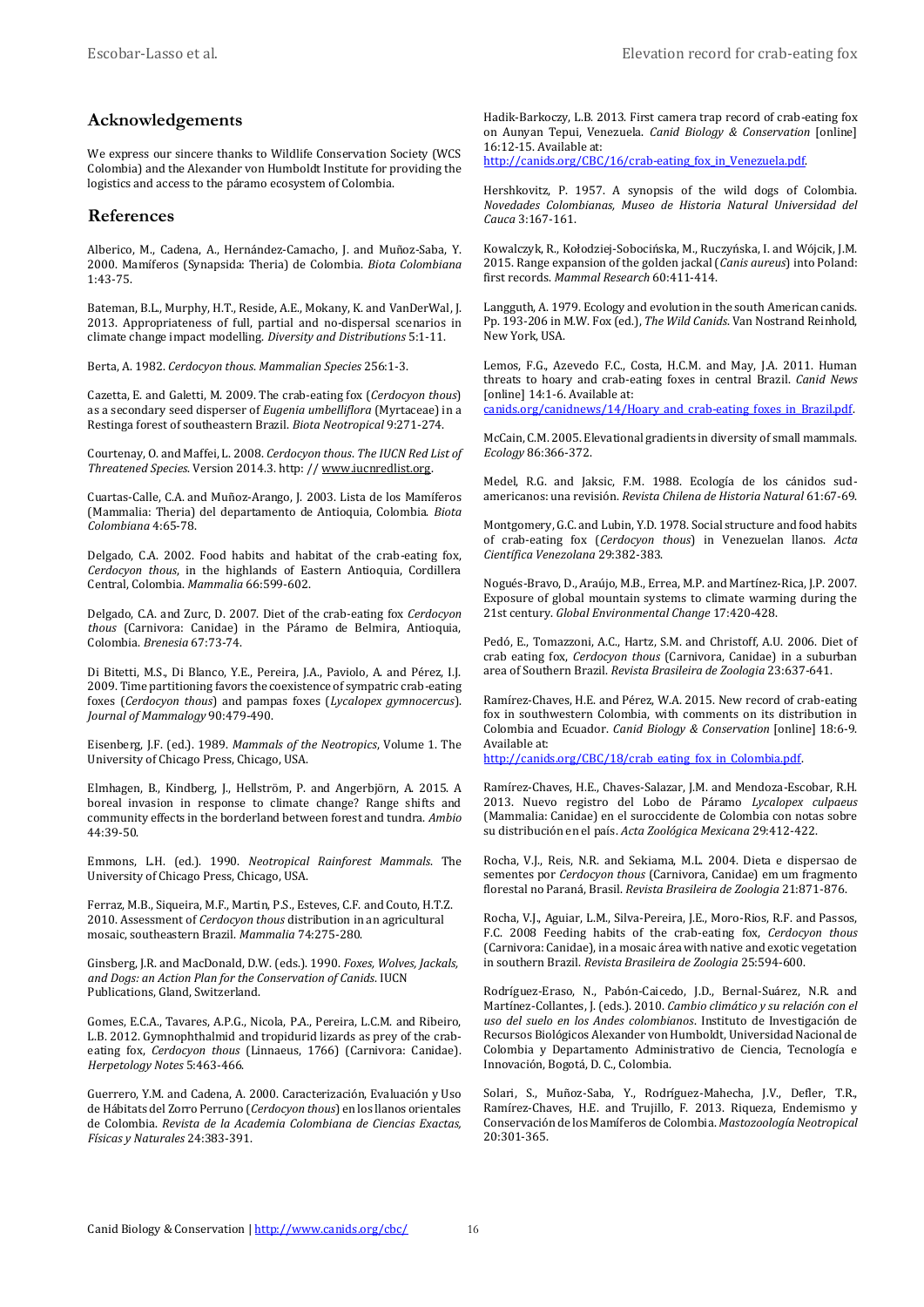## Acknowledgements

We express our sincere thanks to Wildlife Conservation Society (WCS Colombia) and the Alexander von Humboldt Institute for providing the logistics and access to the páramo ecosystem of Colombia.

## References

Alberico, M., Cadena, A., Hernández-Camacho, J. and Muñoz-Saba, Y. 2000. Mamíferos (Synapsida: Theria) de Colombia. *Biota Colombiana* 1:43-75.

Bateman, B.L., Murphy, H.T., Reside, A.E., Mokany, K. and VanDerWal, J. 2013. Appropriateness of full, partial and no-dispersal scenarios in climate change impact modelling. *Diversity and Distributions* 5:1-11.

Berta, A. 1982. *Cerdocyon thous*. *Mammalian Species* 256:1-3.

Cazetta, E. and Galetti, M. 2009. The crab-eating fox (*Cerdocyon thous*) as a secondary seed disperser of *Eugenia umbelliflora* (Myrtaceae) in a Restinga forest of southeastern Brazil. *Biota Neotropical* 9:271-274.

Courtenay, O. and Maffei, L. 2008. *Cerdocyon thous*. *The IUCN Red List of Threatened Species*. Version 2014.3. http: // www.iucnredlist.org.

Cuartas-Calle, C.A. and Muñoz-Arango, J. 2003. Lista de los Mamíferos (Mammalia: Theria) del departamento de Antioquia, Colombia. *Biota Colombiana* 4:65-78.

Delgado, C.A. 2002. Food habits and habitat of the crab-eating fox, *Cerdocyon thous*, in the highlands of Eastern Antioquia, Cordillera Central, Colombia. *Mammalia* 66:599-602.

Delgado, C.A. and Zurc, D. 2007. Diet of the crab-eating fox *Cerdocyon thous* (Carnivora: Canidae) in the Páramo de Belmira, Antioquia, Colombia. *Brenesia* 67:73-74.

Di Bitetti, M.S., Di Blanco, Y.E., Pereira, J.A., Paviolo, A. and Pérez, I.J. 2009. Time partitioning favors the coexistence of sympatric crab-eating foxes (*Cerdocyon thous*) and pampas foxes (*Lycalopex gymnocercus*). *Journal of Mammalogy* 90:479-490.

Eisenberg, J.F. (ed.). 1989. *Mammals of the Neotropics*, Volume 1. The University of Chicago Press, Chicago, USA.

Elmhagen, B., Kindberg, J., Hellström, P. and Angerbjörn, A. 2015. A boreal invasion in response to climate change? Range shifts and community effects in the borderland between forest and tundra. *Ambio* 44:39-50.

Emmons, L.H. (ed.). 1990. *Neotropical Rainforest Mammals*. The University of Chicago Press, Chicago, USA.

Ferraz, M.B., Siqueira, M.F., Martin, P.S., Esteves, C.F. and Couto, H.T.Z. 2010. Assessment of *Cerdocyon thous* distribution in an agricultural mosaic, southeastern Brazil. *Mammalia* 74:275-280.

Ginsberg, J.R. and MacDonald, D.W. (eds.). 1990. *Foxes, Wolves, Jackals, and Dogs: an Action Plan for the Conservation of Canids*. IUCN Publications, Gland, Switzerland.

Gomes, E.C.A., Tavares, A.P.G., Nicola, P.A., Pereira, L.C.M. and Ribeiro, L.B. 2012. Gymnophthalmid and tropidurid lizards as prey of the crab-eating fox, *Cerdocyon thous* (Linnaeus, 1766) (Carnivora: Canidae). *Herpetology Notes* 5:463-466.

Guerrero, Y.M. and Cadena, A. 2000. Caracterización, Evaluación y Uso de Hábitats del Zorro Perruno (*Cerdocyon thous*) en los llanos orientales de Colombia. *Revista de la Academia Colombiana de Ciencias Exactas, Físicas y Naturales* 24:383-391.

Hadik-Barkoczy, L.B. 2013. First camera trap record of crab-eating fox on Aunyan Tepui, Venezuela. *Canid Biology & Conservation* [online] 16:12-15. Available at: http://canids.org/CBC/16/crab-eating_fox_in_Venezuela.pdf.

Hershkovitz, P. 1957. A synopsis of the wild dogs of Colombia. *Novedades Colombianas, Museo de Historia Natural Universidad del Cauca* 3:167-161.

Kowalczyk, R., Kołodziej-Sobocińska, M., Ruczyńska, I. and Wójcik, J.M. 2015. Range expansion of the golden jackal (*Canis aureus*) into Poland: first records. *Mammal Research* 60:411-414.

Langguth, A. 1979. Ecology and evolution in the south American canids. Pp. 193-206 in M.W. Fox (ed.), *The Wild Canids*. Van Nostrand Reinhold, New York, USA.

Lemos, F.G., Azevedo F.C., Costa, H.C.M. and May, J.A. 2011. Human threats to hoary and crab-eating foxes in central Brazil. *Canid News* [online] 14:1-6. Available at: canids.org/canidnews/14/Hoary_and_crab-eating_foxes_in_Brazil.pdf.

McCain, C.M. 2005. Elevational gradients in diversity of small mammals. *Ecology* 86:366-372.

Medel, R.G. and Jaksic, F.M. 1988. Ecología de los cánidos sudamericanos: una revisión. *Revista Chilena de Historia Natural* 61:67-69.

Montgomery, G.C. and Lubin, Y.D. 1978. Social structure and food habits of crab-eating fox (*Cerdocyon thous*) in Venezuelan llanos. *Acta Científica Venezolana* 29:382-383.

Nogués-Bravo, D., Araújo, M.B., Errea, M.P. and Martínez-Rica, J.P. 2007. Exposure of global mountain systems to climate warming during the 21st century. *Global Environmental Change* 17:420-428.

Pedó, E., Tomazzoni, A.C., Hartz, S.M. and Christoff, A.U. 2006. Diet of crab eating fox, *Cerdocyon thous* (Carnivora, Canidae) in a suburban area of Southern Brazil. *Revista Brasileira de Zoologia* 23:637-641.

Ramírez-Chaves, H.E. and Pérez, W.A. 2015. New record of crab-eating fox in southwestern Colombia, with comments on its distribution in Colombia and Ecuador. *Canid Biology & Conservation* [online] 18:6-9. Available at: http://canids.org/CBC/18/crab_eating_fox_in_Colombia.pdf.

Ramírez-Chaves, H.E., Chaves-Salazar, J.M. and Mendoza-Escobar, R.H. 2013. Nuevo registro del Lobo de Páramo *Lycalopex culpaeus* (Mammalia: Canidae) en el suroccidente de Colombia con notas sobre su distribución en el país. *Acta Zoológica Mexicana* 29:412-422.

Rocha, V.J., Reis, N.R. and Sekiama, M.L. 2004. Dieta e dispersao de sementes por *Cerdocyon thous* (Carnivora, Canidae) em um fragmento florestal no Paraná, Brasil. *Revista Brasileira de Zoologia* 21:871-876.

Rocha, V.J., Aguiar, L.M., Silva-Pereira, J.E., Moro-Rios, R.F. and Passos, F.C. 2008 Feeding habits of the crab-eating fox, *Cerdocyon thous* (Carnivora: Canidae), in a mosaic área with native and exotic vegetation in southern Brazil. *Revista Brasileira de Zoologia* 25:594-600.

Rodríguez-Eraso, N., Pabón-Caicedo, J.D., Bernal-Suárez, N.R. and Martínez-Collantes, J. (eds.). 2010. *Cambio climático y su relación con el uso del suelo en los Andes colombianos*. Instituto de Investigación de Recursos Biológicos Alexander von Humboldt, Universidad Nacional de Colombia y Departamento Administrativo de Ciencia, Tecnología e Innovación, Bogotá, D. C., Colombia.

Solari, S., Muñoz-Saba, Y., Rodríguez-Mahecha, J.V., Defler, T.R., Ramírez-Chaves, H.E. and Trujillo, F. 2013. Riqueza, Endemismo y Conservación de los Mamíferos de Colombia. *Mastozoología Neotropical* 20:301-365.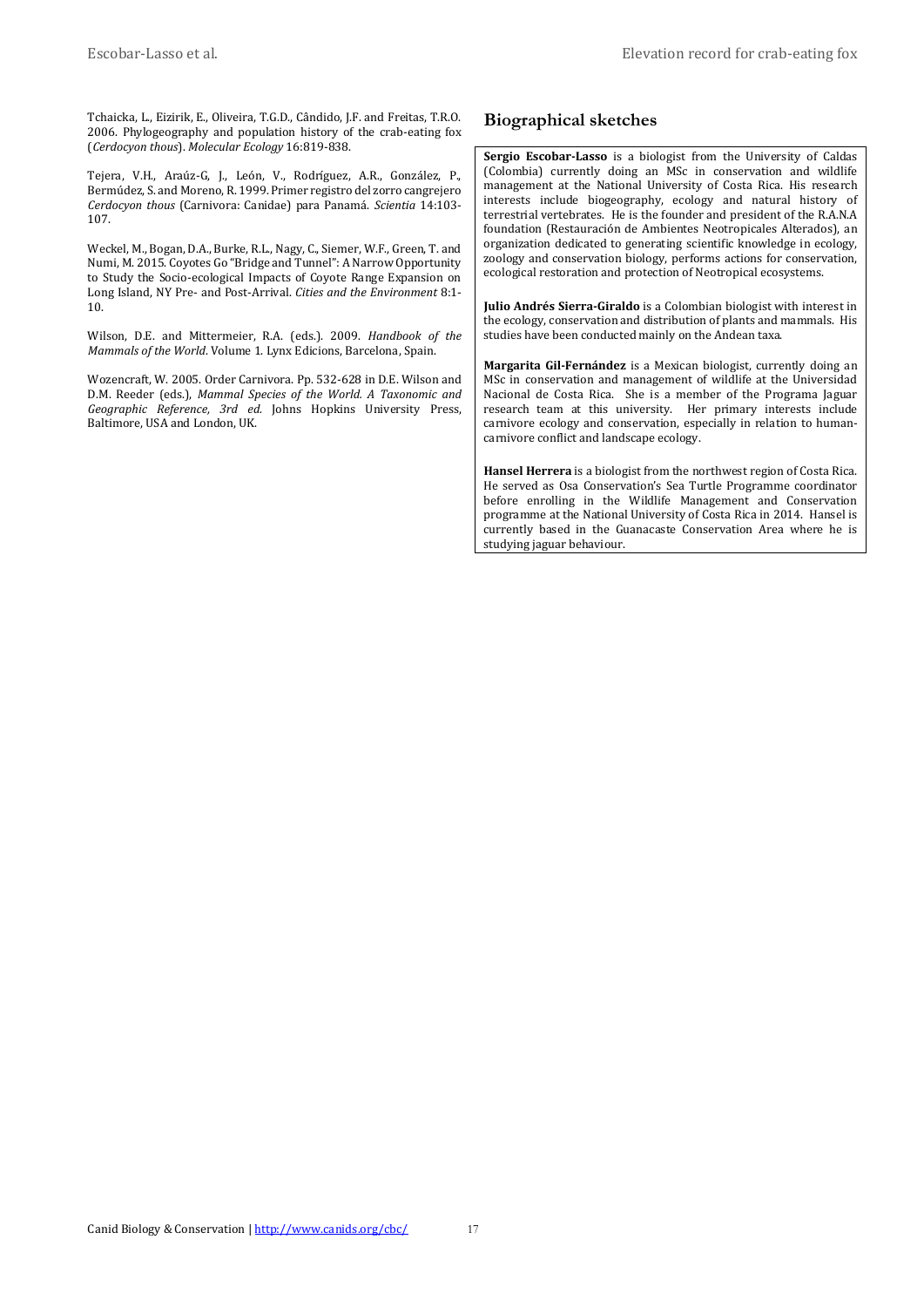Tchaicka, L., Eizirik, E., Oliveira, T.G.D., Cândido, J.F. and Freitas, T.R.O. 2006. Phylogeography and population history of the crab-eating fox (*Cerdocyon thous*). *Molecular Ecology* 16:819-838.

Tejera, V.H., Araúz-G, J., León, V., Rodríguez, A.R., González, P., Bermúdez, S. and Moreno, R. 1999. Primer registro del zorro cangrejero *Cerdocyon thous* (Carnivora: Canidae) para Panamá. *Scientia* 14:103-107.

Weckel, M., Bogan, D.A., Burke, R.L., Nagy, C., Siemer, W.F., Green, T. and Numi, M. 2015. Coyotes Go "Bridge and Tunnel": A Narrow Opportunity to Study the Socio-ecological Impacts of Coyote Range Expansion on Long Island, NY Pre- and Post-Arrival. *Cities and the Environment* 8:1-10.

Wilson, D.E. and Mittermeier, R.A. (eds.). 2009. *Handbook of the Mammals of the World*. Volume 1. Lynx Edicions, Barcelona, Spain.

Wozencraft, W. 2005. Order Carnivora. Pp. 532-628 in D.E. Wilson and D.M. Reeder (eds.), *Mammal Species of the World. A Taxonomic and Geographic Reference, 3rd ed.* Johns Hopkins University Press, Baltimore, USA and London, UK.

## Biographical sketches

**Sergio Escobar-Lasso** is a biologist from the University of Caldas (Colombia) currently doing an MSc in conservation and wildlife management at the National University of Costa Rica. His research interests include biogeography, ecology and natural history of terrestrial vertebrates. He is the founder and president of the R.A.N.A foundation (Restauración de Ambientes Neotropicales Alterados), an organization dedicated to generating scientific knowledge in ecology, zoology and conservation biology, performs actions for conservation, ecological restoration and protection of Neotropical ecosystems.

**Julio Andrés Sierra-Giraldo** is a Colombian biologist with interest in the ecology, conservation and distribution of plants and mammals. His studies have been conducted mainly on the Andean taxa.

**Margarita Gil-Fernández** is a Mexican biologist, currently doing an MSc in conservation and management of wildlife at the Universidad Nacional de Costa Rica. She is a member of the Programa Jaguar research team at this university. Her primary interests include carnivore ecology and conservation, especially in relation to human-carnivore conflict and landscape ecology.

**Hansel Herrera** is a biologist from the northwest region of Costa Rica. He served as Osa Conservation's Sea Turtle Programme coordinator before enrolling in the Wildlife Management and Conservation programme at the National University of Costa Rica in 2014. Hansel is currently based in the Guanacaste Conservation Area where he is studying jaguar behaviour.